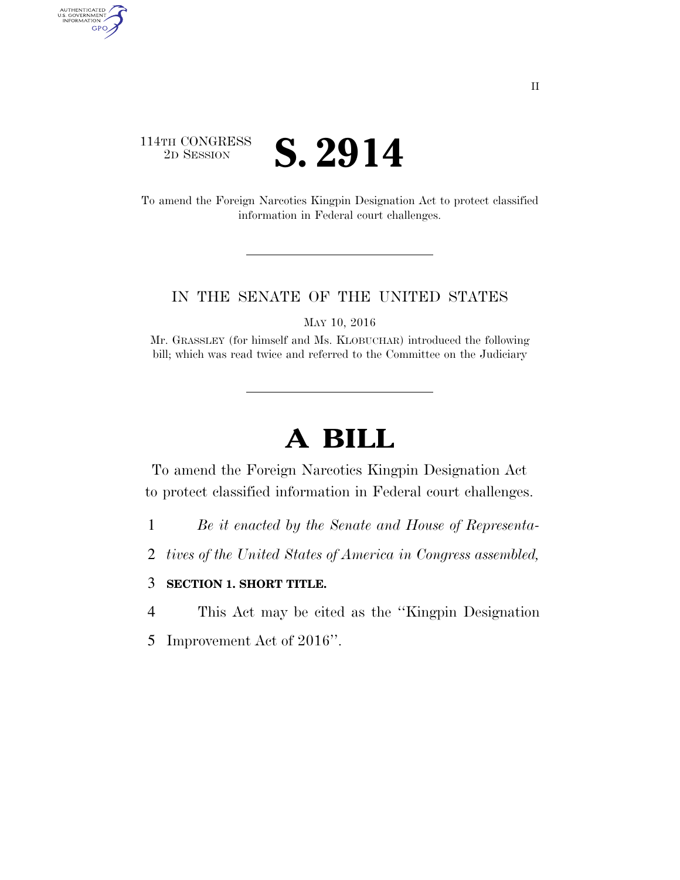II

114TH CONGRESS
2D SESSION

# S. 2914

To amend the Foreign Narcotics Kingpin Designation Act to protect classified information in Federal court challenges.

IN THE SENATE OF THE UNITED STATES

MAY 10, 2016

Mr. GRASSLEY (for himself and Ms. KLOBUCHAR) introduced the following bill; which was read twice and referred to the Committee on the Judiciary

# A BILL

To amend the Foreign Narcotics Kingpin Designation Act to protect classified information in Federal court challenges.

1 *Be it enacted by the Senate and House of Representa-*
2 *tives of the United States of America in Congress assembled,*

3 **SECTION 1. SHORT TITLE.**

4 This Act may be cited as the ''Kingpin Designation
5 Improvement Act of 2016''.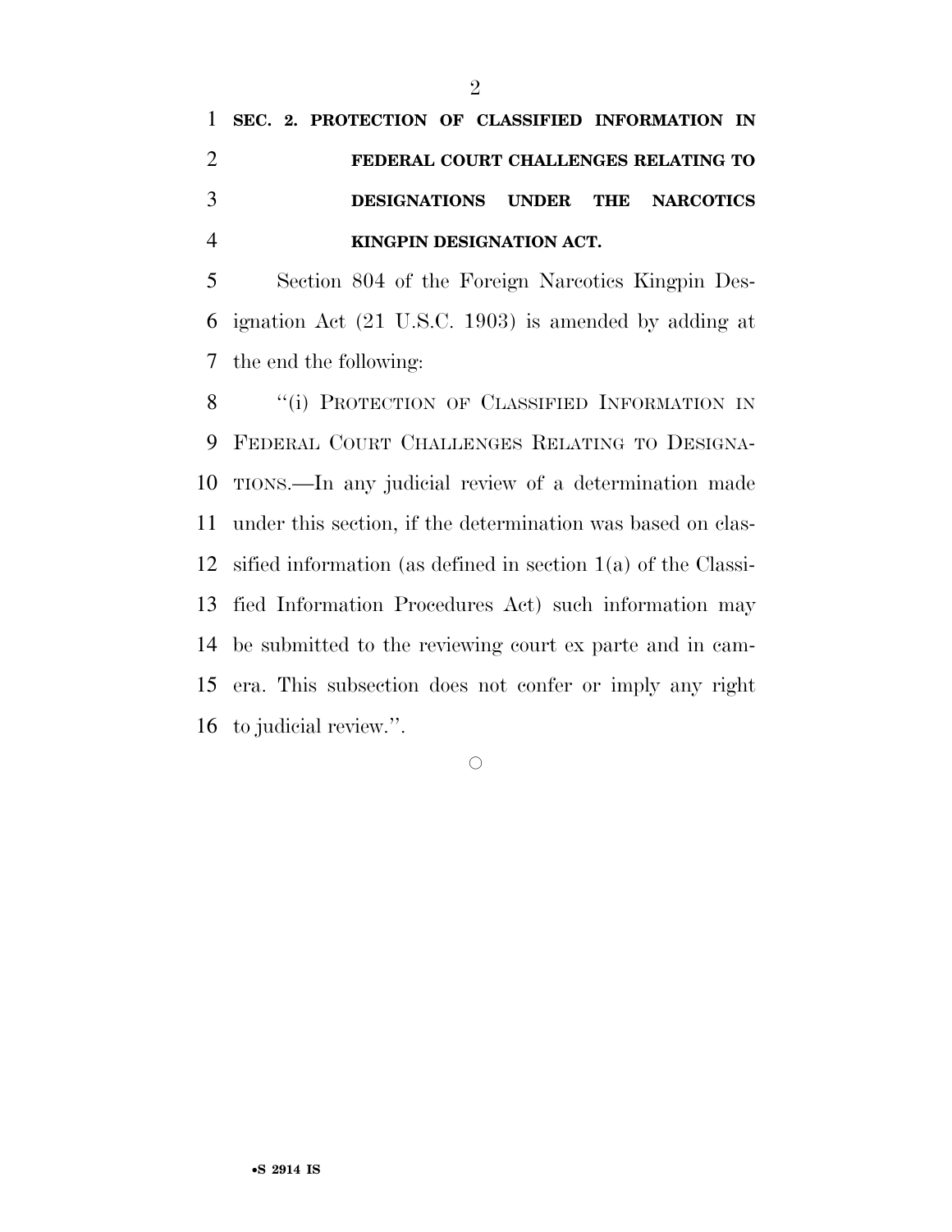**SEC. 2. PROTECTION OF CLASSIFIED INFORMATION IN FEDERAL COURT CHALLENGES RELATING TO DESIGNATIONS UNDER THE NARCOTICS KINGPIN DESIGNATION ACT.**

Section 804 of the Foreign Narcotics Kingpin Designation Act (21 U.S.C. 1903) is amended by adding at the end the following:

"(i) PROTECTION OF CLASSIFIED INFORMATION IN FEDERAL COURT CHALLENGES RELATING TO DESIGNATIONS.—In any judicial review of a determination made under this section, if the determination was based on classified information (as defined in section 1(a) of the Classified Information Procedures Act) such information may be submitted to the reviewing court ex parte and in camera. This subsection does not confer or imply any right to judicial review.".

○